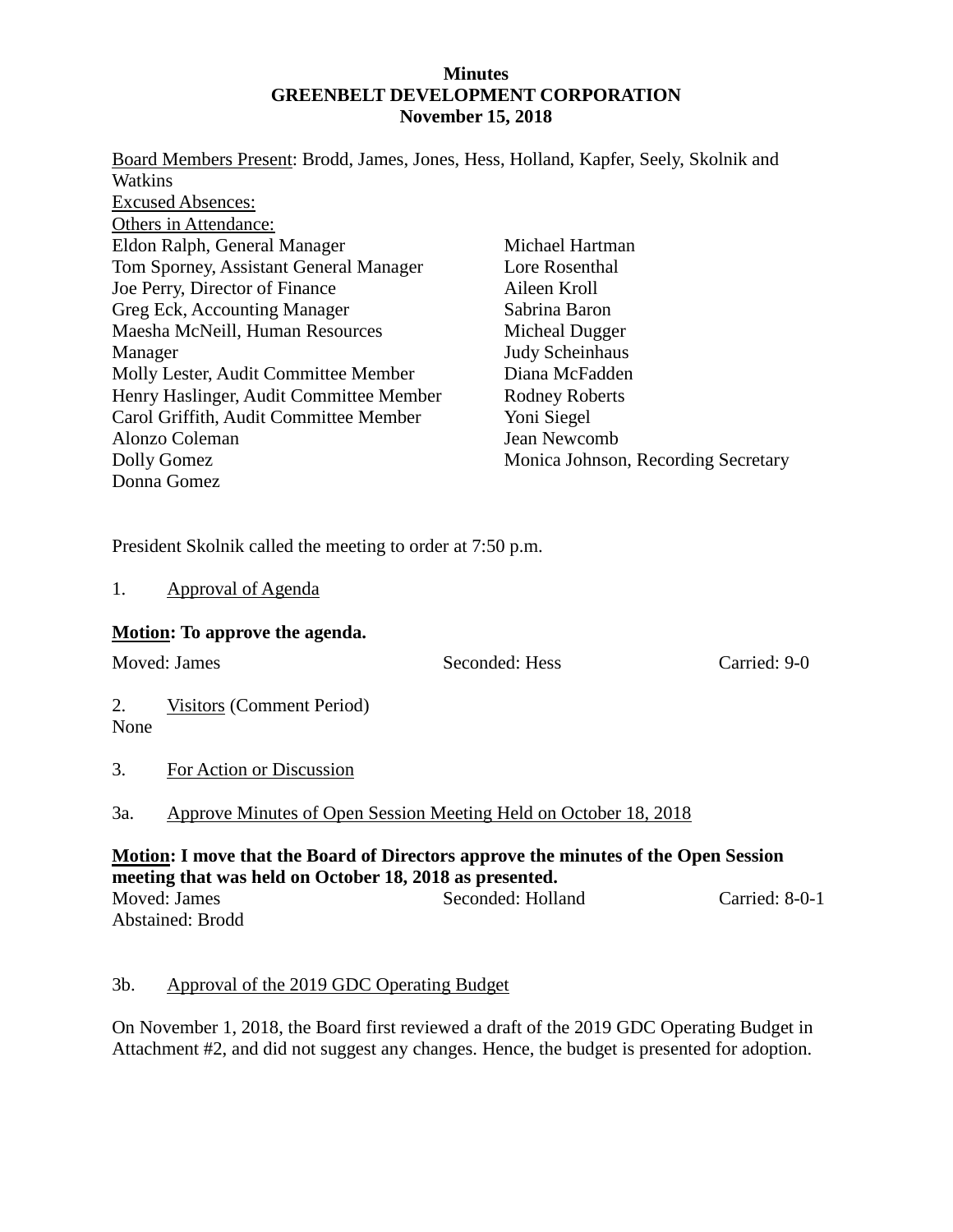**Minutes**
**GREENBELT DEVELOPMENT CORPORATION**
**November 15, 2018**

Board Members Present: Brodd, James, Jones, Hess, Holland, Kapfer, Seely, Skolnik and Watkins
Excused Absences:
Others in Attendance:

| | |
|---|---|
| Eldon Ralph, General Manager | Michael Hartman |
| Tom Sporney, Assistant General Manager | Lore Rosenthal |
| Joe Perry, Director of Finance | Aileen Kroll |
| Greg Eck, Accounting Manager | Sabrina Baron |
| Maesha McNeill, Human Resources Manager | Micheal Dugger |
| Molly Lester, Audit Committee Member | Judy Scheinhaus |
| Henry Haslinger, Audit Committee Member | Diana McFadden |
| Carol Griffith, Audit Committee Member | Rodney Roberts |
| Alonzo Coleman | Yoni Siegel |
| Dolly Gomez | Jean Newcomb |
| Donna Gomez | Monica Johnson, Recording Secretary |

President Skolnik called the meeting to order at 7:50 p.m.

1. Approval of Agenda

**Motion: To approve the agenda.**

Moved: James    Seconded: Hess    Carried: 9-0

2. Visitors (Comment Period)
None

3. For Action or Discussion

3a. Approve Minutes of Open Session Meeting Held on October 18, 2018

**Motion: I move that the Board of Directors approve the minutes of the Open Session meeting that was held on October 18, 2018 as presented.**
Moved: James    Seconded: Holland    Carried: 8-0-1
Abstained: Brodd

3b. Approval of the 2019 GDC Operating Budget

On November 1, 2018, the Board first reviewed a draft of the 2019 GDC Operating Budget in Attachment #2, and did not suggest any changes. Hence, the budget is presented for adoption.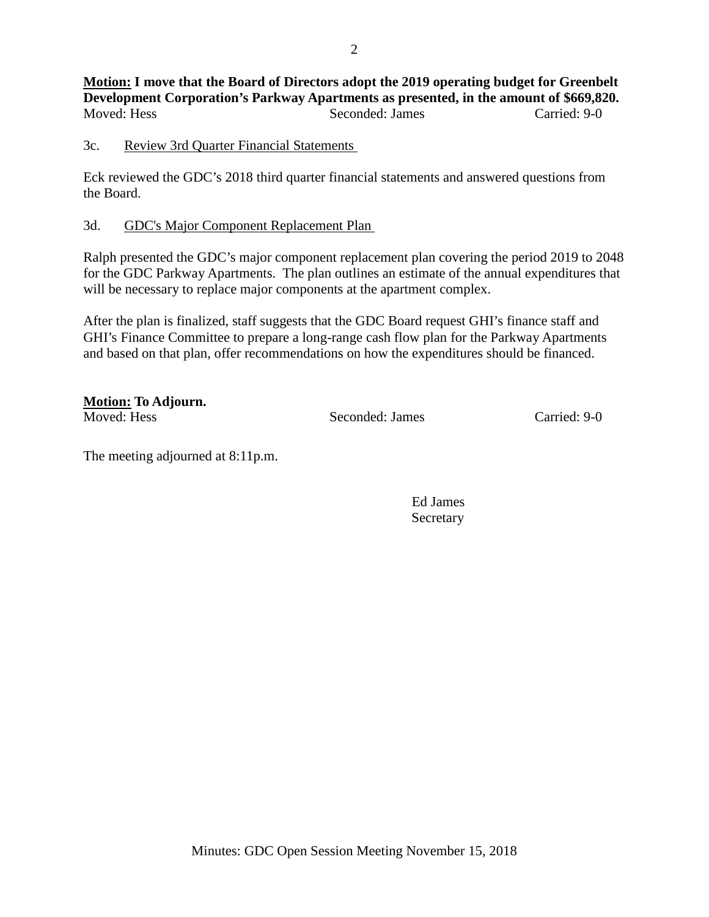**<u>Motion:</u> I move that the Board of Directors adopt the 2019 operating budget for Greenbelt Development Corporation's Parkway Apartments as presented, in the amount of $669,820.**
Moved: Hess    Seconded: James    Carried: 9-0

3c. <u>Review 3rd Quarter Financial Statements</u>

Eck reviewed the GDC's 2018 third quarter financial statements and answered questions from the Board.

3d. <u>GDC's Major Component Replacement Plan</u>

Ralph presented the GDC's major component replacement plan covering the period 2019 to 2048 for the GDC Parkway Apartments. The plan outlines an estimate of the annual expenditures that will be necessary to replace major components at the apartment complex.

After the plan is finalized, staff suggests that the GDC Board request GHI's finance staff and GHI's Finance Committee to prepare a long-range cash flow plan for the Parkway Apartments and based on that plan, offer recommendations on how the expenditures should be financed.

**<u>Motion:</u> To Adjourn.**
Moved: Hess    Seconded: James    Carried: 9-0

The meeting adjourned at 8:11p.m.

Ed James
Secretary

Minutes: GDC Open Session Meeting November 15, 2018